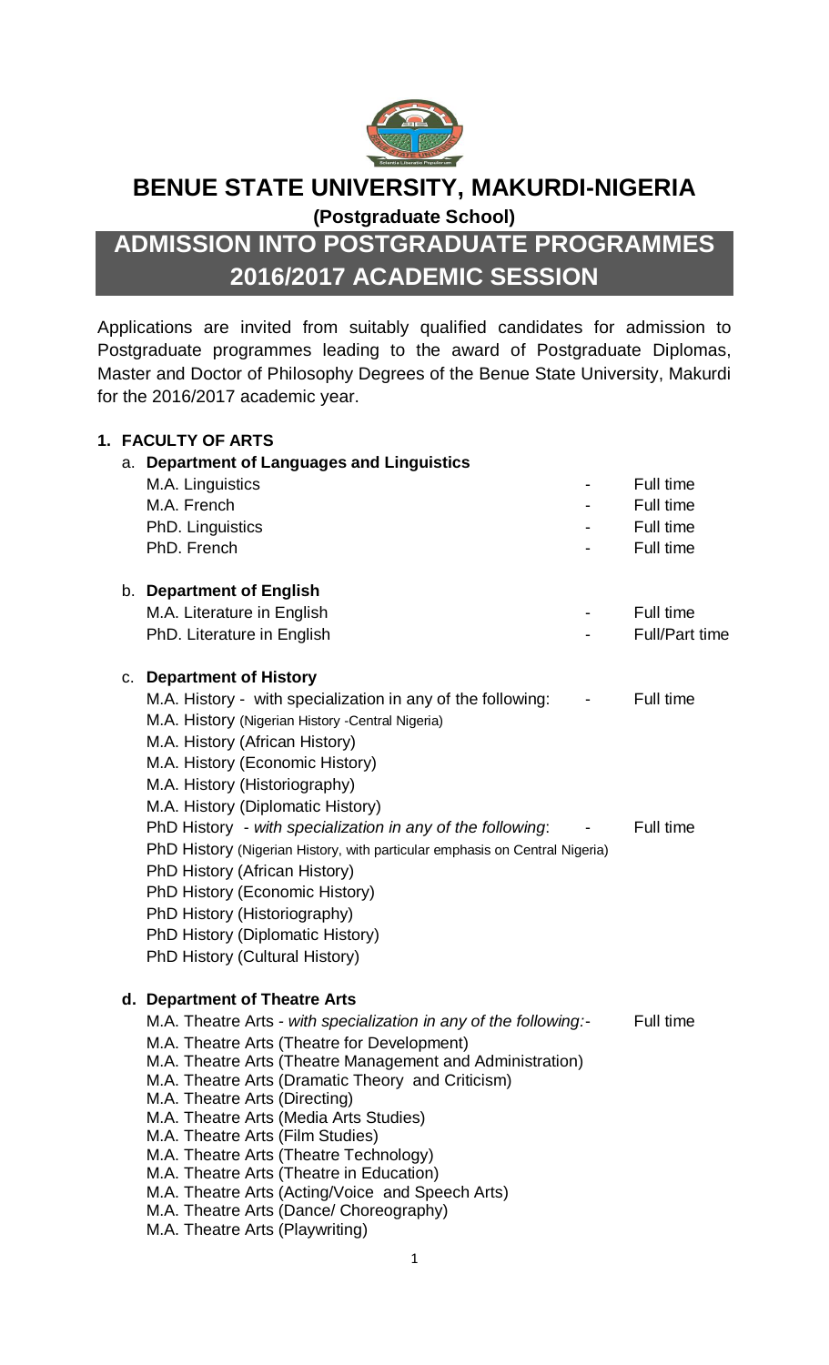# BENUE STATE UNIVERSITY, MAKURDI-NIGERIA

**(Postgraduate School)**

## ADMISSION INTO POSTGRADUATE PROGRAMMES 2016/2017 ACADEMIC SESSION

Applications are invited from suitably qualified candidates for admission to Postgraduate programmes leading to the award of Postgraduate Diplomas, Master and Doctor of Philosophy Degrees of the Benue State University, Makurdi for the 2016/2017 academic year.

### 1. FACULTY OF ARTS

**a. Department of Languages and Linguistics**

| Programme | | Mode |
|---|---|---|
| M.A. Linguistics | - | Full time |
| M.A. French | - | Full time |
| PhD. Linguistics | - | Full time |
| PhD. French | - | Full time |

**b. Department of English**

| Programme | | Mode |
|---|---|---|
| M.A. Literature in English | - | Full time |
| PhD. Literature in English | - | Full/Part time |

**c. Department of History**

M.A. History - with specialization in any of the following: - Full time

- M.A. History (Nigerian History -Central Nigeria)
- M.A. History (African History)
- M.A. History (Economic History)
- M.A. History (Historiography)
- M.A. History (Diplomatic History)

PhD History - *with specialization in any of the following*: - Full time

- PhD History (Nigerian History, with particular emphasis on Central Nigeria)
- PhD History (African History)
- PhD History (Economic History)
- PhD History (Historiography)
- PhD History (Diplomatic History)
- PhD History (Cultural History)

**d. Department of Theatre Arts**

M.A. Theatre Arts - *with specialization in any of the following:-* Full time

- M.A. Theatre Arts (Theatre for Development)
- M.A. Theatre Arts (Theatre Management and Administration)
- M.A. Theatre Arts (Dramatic Theory and Criticism)
- M.A. Theatre Arts (Directing)
- M.A. Theatre Arts (Media Arts Studies)
- M.A. Theatre Arts (Film Studies)
- M.A. Theatre Arts (Theatre Technology)
- M.A. Theatre Arts (Theatre in Education)
- M.A. Theatre Arts (Acting/Voice and Speech Arts)
- M.A. Theatre Arts (Dance/ Choreography)
- M.A. Theatre Arts (Playwriting)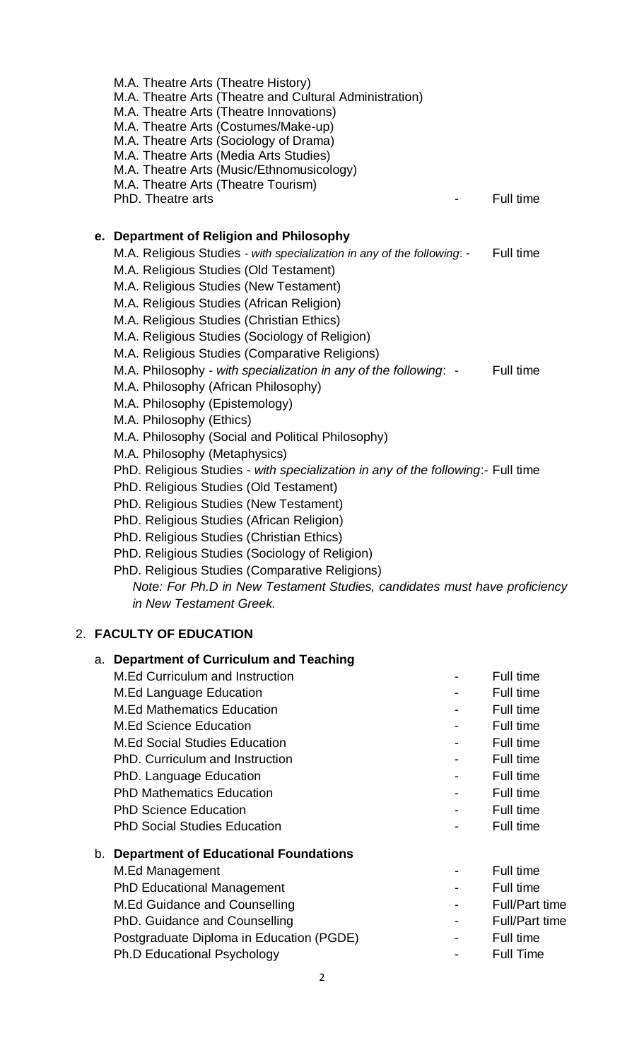M.A. Theatre Arts (Theatre History)
M.A. Theatre Arts (Theatre and Cultural Administration)
M.A. Theatre Arts (Theatre Innovations)
M.A. Theatre Arts (Costumes/Make-up)
M.A. Theatre Arts (Sociology of Drama)
M.A. Theatre Arts (Media Arts Studies)
M.A. Theatre Arts (Music/Ethnomusicology)
M.A. Theatre Arts (Theatre Tourism)
PhD. Theatre arts - Full time

**e. Department of Religion and Philosophy**

M.A. Religious Studies - *with specialization in any of the following*: - Full time
M.A. Religious Studies (Old Testament)
M.A. Religious Studies (New Testament)
M.A. Religious Studies (African Religion)
M.A. Religious Studies (Christian Ethics)
M.A. Religious Studies (Sociology of Religion)
M.A. Religious Studies (Comparative Religions)
M.A. Philosophy - *with specialization in any of the following*: - Full time
M.A. Philosophy (African Philosophy)
M.A. Philosophy (Epistemology)
M.A. Philosophy (Ethics)
M.A. Philosophy (Social and Political Philosophy)
M.A. Philosophy (Metaphysics)
PhD. Religious Studies - *with specialization in any of the following*:- Full time
PhD. Religious Studies (Old Testament)
PhD. Religious Studies (New Testament)
PhD. Religious Studies (African Religion)
PhD. Religious Studies (Christian Ethics)
PhD. Religious Studies (Sociology of Religion)
PhD. Religious Studies (Comparative Religions)

*Note: For Ph.D in New Testament Studies, candidates must have proficiency in New Testament Greek.*

## 2. FACULTY OF EDUCATION

**a. Department of Curriculum and Teaching**

| Programme | | Mode |
|---|---|---|
| M.Ed Curriculum and Instruction | - | Full time |
| M.Ed Language Education | - | Full time |
| M.Ed Mathematics Education | - | Full time |
| M.Ed Science Education | - | Full time |
| M.Ed Social Studies Education | - | Full time |
| PhD. Curriculum and Instruction | - | Full time |
| PhD. Language Education | - | Full time |
| PhD Mathematics Education | - | Full time |
| PhD Science Education | - | Full time |
| PhD Social Studies Education | - | Full time |

**b. Department of Educational Foundations**

| Programme | | Mode |
|---|---|---|
| M.Ed Management | - | Full time |
| PhD Educational Management | - | Full time |
| M.Ed Guidance and Counselling | - | Full/Part time |
| PhD. Guidance and Counselling | - | Full/Part time |
| Postgraduate Diploma in Education (PGDE) | - | Full time |
| Ph.D Educational Psychology | - | Full Time |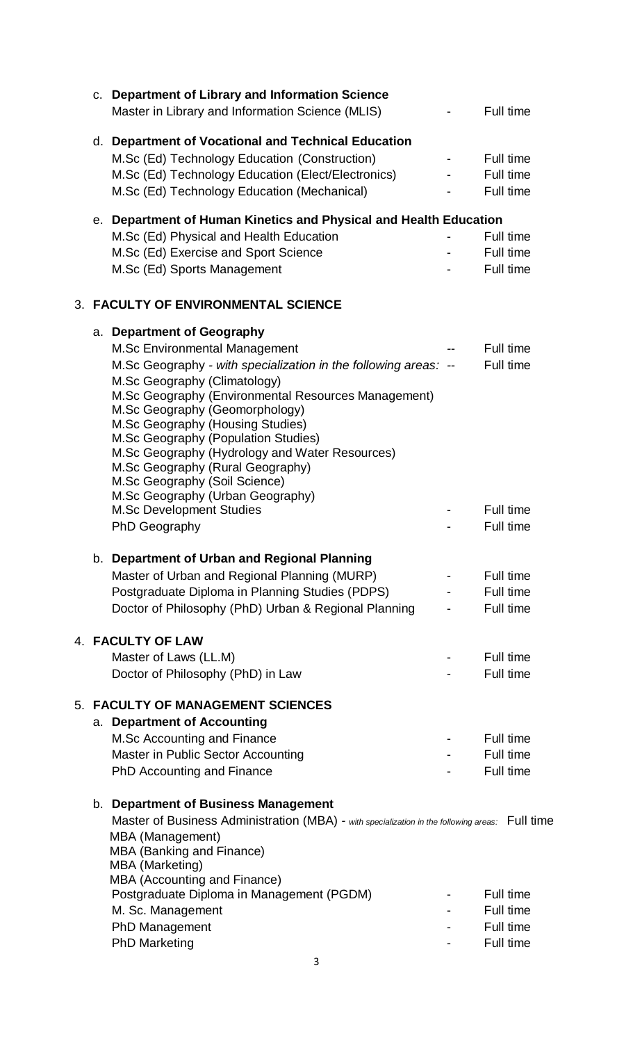c. **Department of Library and Information Science**

| | | |
|---|---|---|
| Master in Library and Information Science (MLIS) | - | Full time |

d. **Department of Vocational and Technical Education**

| | | |
|---|---|---|
| M.Sc (Ed) Technology Education (Construction) | - | Full time |
| M.Sc (Ed) Technology Education (Elect/Electronics) | - | Full time |
| M.Sc (Ed) Technology Education (Mechanical) | - | Full time |

e. **Department of Human Kinetics and Physical and Health Education**

| | | |
|---|---|---|
| M.Sc (Ed) Physical and Health Education | - | Full time |
| M.Sc (Ed) Exercise and Sport Science | - | Full time |
| M.Sc (Ed) Sports Management | - | Full time |

## 3. FACULTY OF ENVIRONMENTAL SCIENCE

a. **Department of Geography**

| | | |
|---|---|---|
| M.Sc Environmental Management | -- | Full time |
| M.Sc Geography - *with specialization in the following areas:* | -- | Full time |
| M.Sc Geography (Climatology) | | |
| M.Sc Geography (Environmental Resources Management) | | |
| M.Sc Geography (Geomorphology) | | |
| M.Sc Geography (Housing Studies) | | |
| M.Sc Geography (Population Studies) | | |
| M.Sc Geography (Hydrology and Water Resources) | | |
| M.Sc Geography (Rural Geography) | | |
| M.Sc Geography (Soil Science) | | |
| M.Sc Geography (Urban Geography) | | |
| M.Sc Development Studies | - | Full time |
| PhD Geography | - | Full time |

b. **Department of Urban and Regional Planning**

| | | |
|---|---|---|
| Master of Urban and Regional Planning (MURP) | - | Full time |
| Postgraduate Diploma in Planning Studies (PDPS) | - | Full time |
| Doctor of Philosophy (PhD) Urban & Regional Planning | - | Full time |

## 4. FACULTY OF LAW

| | | |
|---|---|---|
| Master of Laws (LL.M) | - | Full time |
| Doctor of Philosophy (PhD) in Law | - | Full time |

## 5. FACULTY OF MANAGEMENT SCIENCES

a. **Department of Accounting**

| | | |
|---|---|---|
| M.Sc Accounting and Finance | - | Full time |
| Master in Public Sector Accounting | - | Full time |
| PhD Accounting and Finance | - | Full time |

b. **Department of Business Management**

| | | |
|---|---|---|
| Master of Business Administration (MBA) - *with specialization in the following areas:* | | Full time |
| MBA (Management) | | |
| MBA (Banking and Finance) | | |
| MBA (Marketing) | | |
| MBA (Accounting and Finance) | | |
| Postgraduate Diploma in Management (PGDM) | - | Full time |
| M. Sc. Management | - | Full time |
| PhD Management | - | Full time |
| PhD Marketing | - | Full time |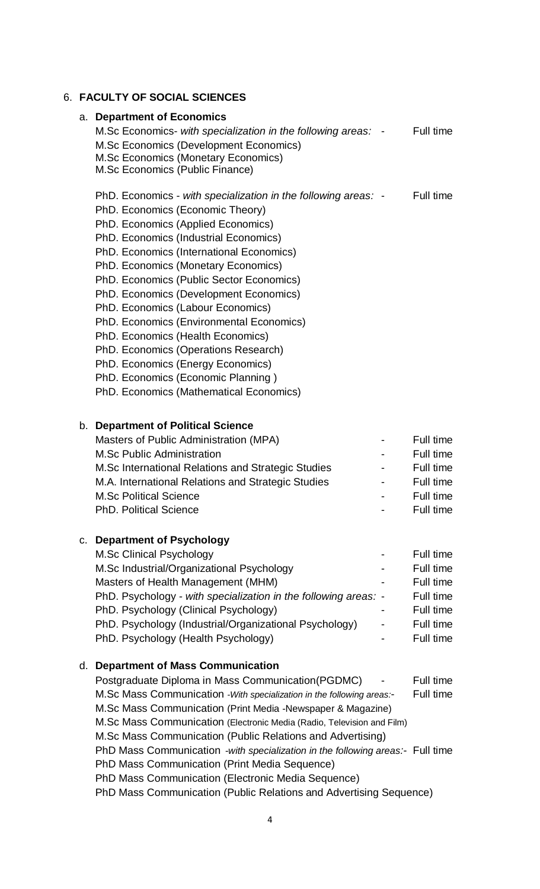## 6. FACULTY OF SOCIAL SCIENCES

### a. Department of Economics

M.Sc Economics- *with specialization in the following areas:* - Full time

M.Sc Economics (Development Economics)
M.Sc Economics (Monetary Economics)
M.Sc Economics (Public Finance)

PhD. Economics - *with specialization in the following areas:* - Full time

PhD. Economics (Economic Theory)
PhD. Economics (Applied Economics)
PhD. Economics (Industrial Economics)
PhD. Economics (International Economics)
PhD. Economics (Monetary Economics)
PhD. Economics (Public Sector Economics)
PhD. Economics (Development Economics)
PhD. Economics (Labour Economics)
PhD. Economics (Environmental Economics)
PhD. Economics (Health Economics)
PhD. Economics (Operations Research)
PhD. Economics (Energy Economics)
PhD. Economics (Economic Planning )
PhD. Economics (Mathematical Economics)

### b. Department of Political Science

| Programme | | Mode |
|---|---|---|
| Masters of Public Administration (MPA) | - | Full time |
| M.Sc Public Administration | - | Full time |
| M.Sc International Relations and Strategic Studies | - | Full time |
| M.A. International Relations and Strategic Studies | - | Full time |
| M.Sc Political Science | - | Full time |
| PhD. Political Science | - | Full time |

### c. Department of Psychology

| Programme | | Mode |
|---|---|---|
| M.Sc Clinical Psychology | - | Full time |
| M.Sc Industrial/Organizational Psychology | - | Full time |
| Masters of Health Management (MHM) | - | Full time |
| PhD. Psychology - *with specialization in the following areas:* | - | Full time |
| PhD. Psychology (Clinical Psychology) | - | Full time |
| PhD. Psychology (Industrial/Organizational Psychology) | - | Full time |
| PhD. Psychology (Health Psychology) | - | Full time |

### d. Department of Mass Communication

Postgraduate Diploma in Mass Communication(PGDMC) - Full time

M.Sc Mass Communication *-With specialization in the following areas:-* Full time

M.Sc Mass Communication (Print Media -Newspaper & Magazine)
M.Sc Mass Communication (Electronic Media (Radio, Television and Film)
M.Sc Mass Communication (Public Relations and Advertising)

PhD Mass Communication *-with specialization in the following areas:-* Full time

PhD Mass Communication (Print Media Sequence)
PhD Mass Communication (Electronic Media Sequence)
PhD Mass Communication (Public Relations and Advertising Sequence)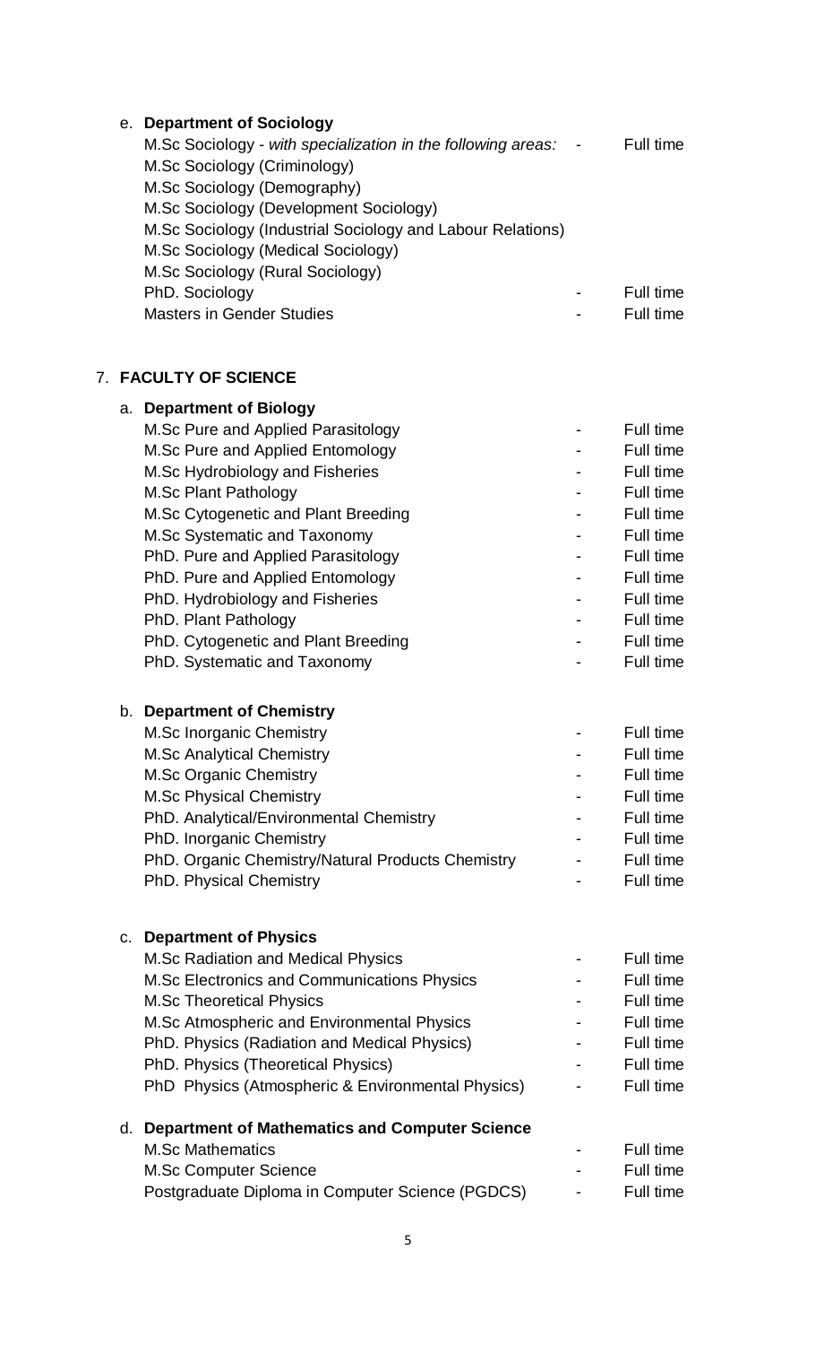e. **Department of Sociology**

| Programme | | Mode |
|---|---|---|
| M.Sc Sociology - *with specialization in the following areas:* | - | Full time |
| M.Sc Sociology (Criminology) | | |
| M.Sc Sociology (Demography) | | |
| M.Sc Sociology (Development Sociology) | | |
| M.Sc Sociology (Industrial Sociology and Labour Relations) | | |
| M.Sc Sociology (Medical Sociology) | | |
| M.Sc Sociology (Rural Sociology) | | |
| PhD. Sociology | - | Full time |
| Masters in Gender Studies | - | Full time |

7. **FACULTY OF SCIENCE**

a. **Department of Biology**

| Programme | | Mode |
|---|---|---|
| M.Sc Pure and Applied Parasitology | - | Full time |
| M.Sc Pure and Applied Entomology | - | Full time |
| M.Sc Hydrobiology and Fisheries | - | Full time |
| M.Sc Plant Pathology | - | Full time |
| M.Sc Cytogenetic and Plant Breeding | - | Full time |
| M.Sc Systematic and Taxonomy | - | Full time |
| PhD. Pure and Applied Parasitology | - | Full time |
| PhD. Pure and Applied Entomology | - | Full time |
| PhD. Hydrobiology and Fisheries | - | Full time |
| PhD. Plant Pathology | - | Full time |
| PhD. Cytogenetic and Plant Breeding | - | Full time |
| PhD. Systematic and Taxonomy | - | Full time |

b. **Department of Chemistry**

| Programme | | Mode |
|---|---|---|
| M.Sc Inorganic Chemistry | - | Full time |
| M.Sc Analytical Chemistry | - | Full time |
| M.Sc Organic Chemistry | - | Full time |
| M.Sc Physical Chemistry | - | Full time |
| PhD. Analytical/Environmental Chemistry | - | Full time |
| PhD. Inorganic Chemistry | - | Full time |
| PhD. Organic Chemistry/Natural Products Chemistry | - | Full time |
| PhD. Physical Chemistry | - | Full time |

c. **Department of Physics**

| Programme | | Mode |
|---|---|---|
| M.Sc Radiation and Medical Physics | - | Full time |
| M.Sc Electronics and Communications Physics | - | Full time |
| M.Sc Theoretical Physics | - | Full time |
| M.Sc Atmospheric and Environmental Physics | - | Full time |
| PhD. Physics (Radiation and Medical Physics) | - | Full time |
| PhD. Physics (Theoretical Physics) | - | Full time |
| PhD Physics (Atmospheric & Environmental Physics) | - | Full time |

d. **Department of Mathematics and Computer Science**

| Programme | | Mode |
|---|---|---|
| M.Sc Mathematics | - | Full time |
| M.Sc Computer Science | - | Full time |
| Postgraduate Diploma in Computer Science (PGDCS) | - | Full time |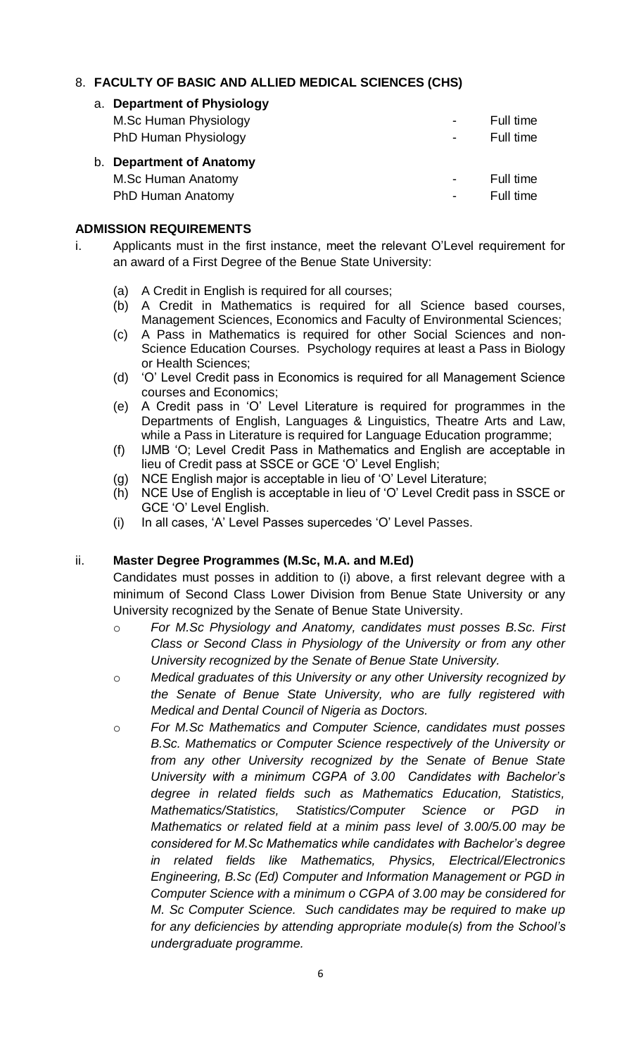8. **FACULTY OF BASIC AND ALLIED MEDICAL SCIENCES (CHS)**

a. **Department of Physiology**

| | | |
|---|---|---|
| M.Sc Human Physiology | - | Full time |
| PhD Human Physiology | - | Full time |

b. **Department of Anatomy**

| | | |
|---|---|---|
| M.Sc Human Anatomy | - | Full time |
| PhD Human Anatomy | - | Full time |

**ADMISSION REQUIREMENTS**

i. Applicants must in the first instance, meet the relevant O'Level requirement for an award of a First Degree of the Benue State University:

(a) A Credit in English is required for all courses;
(b) A Credit in Mathematics is required for all Science based courses, Management Sciences, Economics and Faculty of Environmental Sciences;
(c) A Pass in Mathematics is required for other Social Sciences and non-Science Education Courses. Psychology requires at least a Pass in Biology or Health Sciences;
(d) 'O' Level Credit pass in Economics is required for all Management Science courses and Economics;
(e) A Credit pass in 'O' Level Literature is required for programmes in the Departments of English, Languages & Linguistics, Theatre Arts and Law, while a Pass in Literature is required for Language Education programme;
(f) IJMB 'O; Level Credit Pass in Mathematics and English are acceptable in lieu of Credit pass at SSCE or GCE 'O' Level English;
(g) NCE English major is acceptable in lieu of 'O' Level Literature;
(h) NCE Use of English is acceptable in lieu of 'O' Level Credit pass in SSCE or GCE 'O' Level English.
(i) In all cases, 'A' Level Passes supercedes 'O' Level Passes.

ii. **Master Degree Programmes (M.Sc, M.A. and M.Ed)**

Candidates must posses in addition to (i) above, a first relevant degree with a minimum of Second Class Lower Division from Benue State University or any University recognized by the Senate of Benue State University.

- *For M.Sc Physiology and Anatomy, candidates must posses B.Sc. First Class or Second Class in Physiology of the University or from any other University recognized by the Senate of Benue State University.*
- *Medical graduates of this University or any other University recognized by the Senate of Benue State University, who are fully registered with Medical and Dental Council of Nigeria as Doctors.*
- *For M.Sc Mathematics and Computer Science, candidates must posses B.Sc. Mathematics or Computer Science respectively of the University or from any other University recognized by the Senate of Benue State University with a minimum CGPA of 3.00 Candidates with Bachelor's degree in related fields such as Mathematics Education, Statistics, Mathematics/Statistics, Statistics/Computer Science or PGD in Mathematics or related field at a minim pass level of 3.00/5.00 may be considered for M.Sc Mathematics while candidates with Bachelor's degree in related fields like Mathematics, Physics, Electrical/Electronics Engineering, B.Sc (Ed) Computer and Information Management or PGD in Computer Science with a minimum o CGPA of 3.00 may be considered for M. Sc Computer Science. Such candidates may be required to make up for any deficiencies by attending appropriate module(s) from the School's undergraduate programme.*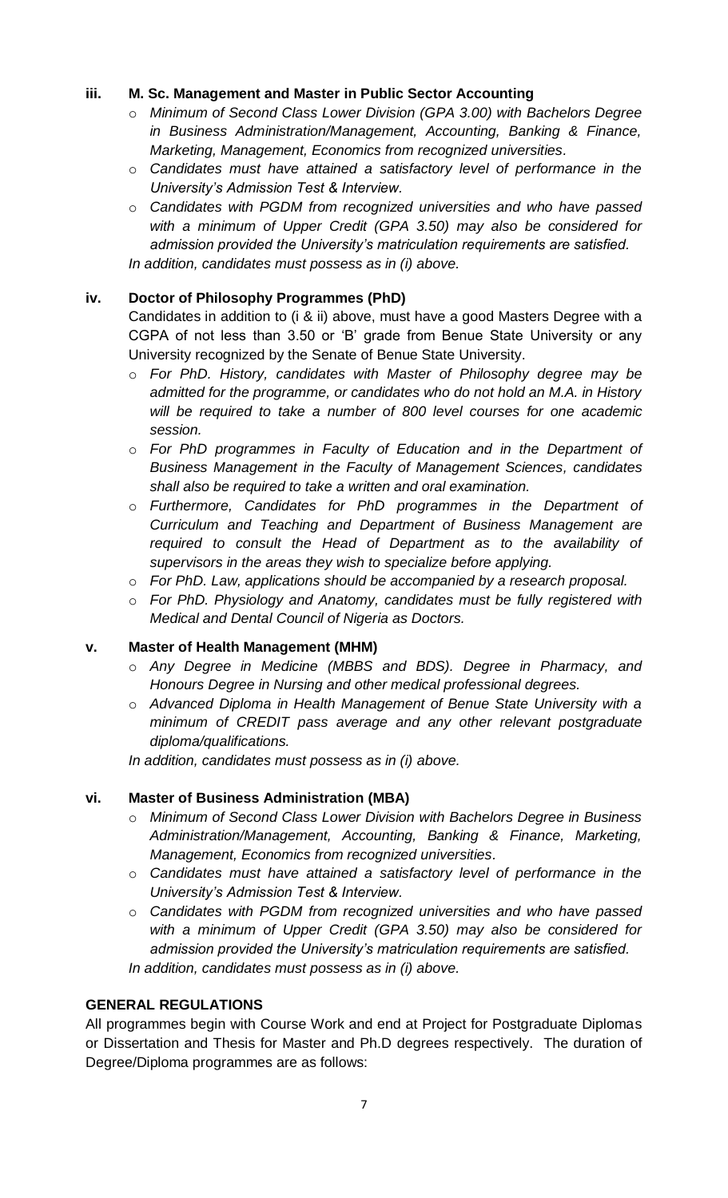### iii. M. Sc. Management and Master in Public Sector Accounting

- *Minimum of Second Class Lower Division (GPA 3.00) with Bachelors Degree in Business Administration/Management, Accounting, Banking & Finance, Marketing, Management, Economics from recognized universities.*
- *Candidates must have attained a satisfactory level of performance in the University's Admission Test & Interview.*
- *Candidates with PGDM from recognized universities and who have passed with a minimum of Upper Credit (GPA 3.50) may also be considered for admission provided the University's matriculation requirements are satisfied.*

*In addition, candidates must possess as in (i) above.*

### iv. Doctor of Philosophy Programmes (PhD)

Candidates in addition to (i & ii) above, must have a good Masters Degree with a CGPA of not less than 3.50 or 'B' grade from Benue State University or any University recognized by the Senate of Benue State University.

- *For PhD. History, candidates with Master of Philosophy degree may be admitted for the programme, or candidates who do not hold an M.A. in History will be required to take a number of 800 level courses for one academic session.*
- *For PhD programmes in Faculty of Education and in the Department of Business Management in the Faculty of Management Sciences, candidates shall also be required to take a written and oral examination.*
- *Furthermore, Candidates for PhD programmes in the Department of Curriculum and Teaching and Department of Business Management are required to consult the Head of Department as to the availability of supervisors in the areas they wish to specialize before applying.*
- *For PhD. Law, applications should be accompanied by a research proposal.*
- *For PhD. Physiology and Anatomy, candidates must be fully registered with Medical and Dental Council of Nigeria as Doctors.*

### v. Master of Health Management (MHM)

- *Any Degree in Medicine (MBBS and BDS). Degree in Pharmacy, and Honours Degree in Nursing and other medical professional degrees.*
- *Advanced Diploma in Health Management of Benue State University with a minimum of CREDIT pass average and any other relevant postgraduate diploma/qualifications.*

*In addition, candidates must possess as in (i) above.*

### vi. Master of Business Administration (MBA)

- *Minimum of Second Class Lower Division with Bachelors Degree in Business Administration/Management, Accounting, Banking & Finance, Marketing, Management, Economics from recognized universities.*
- *Candidates must have attained a satisfactory level of performance in the University's Admission Test & Interview.*
- *Candidates with PGDM from recognized universities and who have passed with a minimum of Upper Credit (GPA 3.50) may also be considered for admission provided the University's matriculation requirements are satisfied.*

*In addition, candidates must possess as in (i) above.*

## GENERAL REGULATIONS

All programmes begin with Course Work and end at Project for Postgraduate Diplomas or Dissertation and Thesis for Master and Ph.D degrees respectively. The duration of Degree/Diploma programmes are as follows: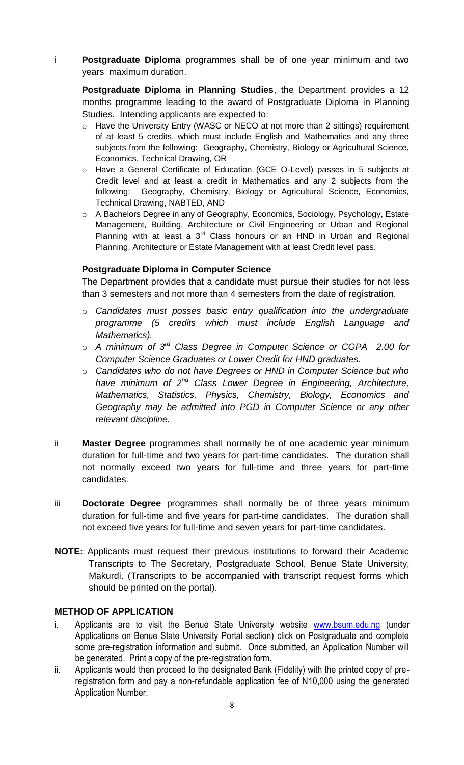i **Postgraduate Diploma** programmes shall be of one year minimum and two years maximum duration.

**Postgraduate Diploma in Planning Studies**, the Department provides a 12 months programme leading to the award of Postgraduate Diploma in Planning Studies. Intending applicants are expected to:

- Have the University Entry (WASC or NECO at not more than 2 sittings) requirement of at least 5 credits, which must include English and Mathematics and any three subjects from the following: Geography, Chemistry, Biology or Agricultural Science, Economics, Technical Drawing, OR
- Have a General Certificate of Education (GCE O-Level) passes in 5 subjects at Credit level and at least a credit in Mathematics and any 2 subjects from the following: Geography, Chemistry, Biology or Agricultural Science, Economics, Technical Drawing, NABTED, AND
- A Bachelors Degree in any of Geography, Economics, Sociology, Psychology, Estate Management, Building, Architecture or Civil Engineering or Urban and Regional Planning with at least a 3rd Class honours or an HND in Urban and Regional Planning, Architecture or Estate Management with at least Credit level pass.

**Postgraduate Diploma in Computer Science**

The Department provides that a candidate must pursue their studies for not less than 3 semesters and not more than 4 semesters from the date of registration.

- *Candidates must posses basic entry qualification into the undergraduate programme (5 credits which must include English Language and Mathematics).*
- *A minimum of 3rd Class Degree in Computer Science or CGPA 2.00 for Computer Science Graduates or Lower Credit for HND graduates.*
- *Candidates who do not have Degrees or HND in Computer Science but who have minimum of 2nd Class Lower Degree in Engineering, Architecture, Mathematics, Statistics, Physics, Chemistry, Biology, Economics and Geography may be admitted into PGD in Computer Science or any other relevant discipline.*

ii **Master Degree** programmes shall normally be of one academic year minimum duration for full-time and two years for part-time candidates. The duration shall not normally exceed two years for full-time and three years for part-time candidates.

iii **Doctorate Degree** programmes shall normally be of three years minimum duration for full-time and five years for part-time candidates. The duration shall not exceed five years for full-time and seven years for part-time candidates.

**NOTE:** Applicants must request their previous institutions to forward their Academic Transcripts to The Secretary, Postgraduate School, Benue State University, Makurdi. (Transcripts to be accompanied with transcript request forms which should be printed on the portal).

## METHOD OF APPLICATION

i. Applicants are to visit the Benue State University website www.bsum.edu.ng (under Applications on Benue State University Portal section) click on Postgraduate and complete some pre-registration information and submit. Once submitted, an Application Number will be generated. Print a copy of the pre-registration form.

ii. Applicants would then proceed to the designated Bank (Fidelity) with the printed copy of pre-registration form and pay a non-refundable application fee of N10,000 using the generated Application Number.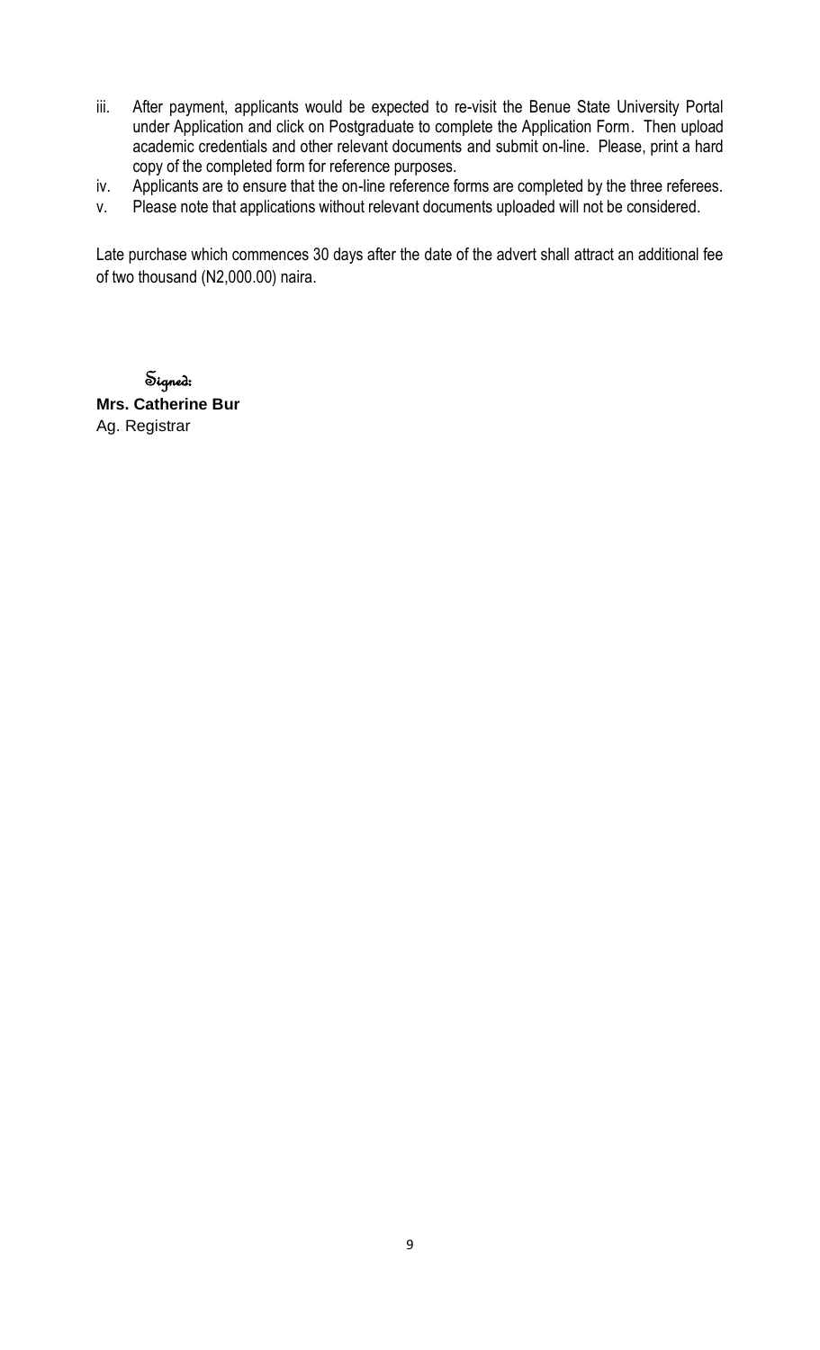iii. After payment, applicants would be expected to re-visit the Benue State University Portal under Application and click on Postgraduate to complete the Application Form. Then upload academic credentials and other relevant documents and submit on-line. Please, print a hard copy of the completed form for reference purposes.

iv. Applicants are to ensure that the on-line reference forms are completed by the three referees.

v. Please note that applications without relevant documents uploaded will not be considered.

Late purchase which commences 30 days after the date of the advert shall attract an additional fee of two thousand (N2,000.00) naira.

Signed:

**Mrs. Catherine Bur**
Ag. Registrar